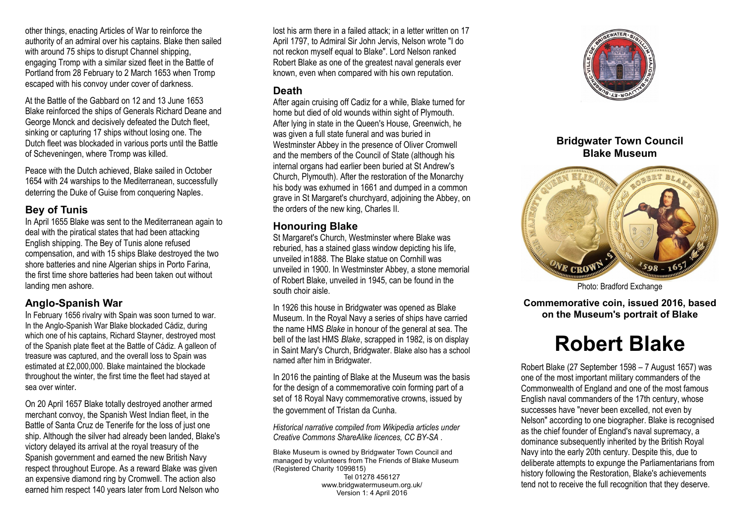other things, enacting Articles of War to reinforce the authority of an admiral over his captains. Blake then sailed with around 75 ships to disrupt Channel shipping, engaging Tromp with a similar sized fleet in the Battle of Portland from 28 February to 2 March 1653 when Tromp escaped with his convoy under cover of darkness.

At the Battle of the Gabbard on 12 and 13 June 1653 Blake reinforced the ships of Generals Richard Deane and George Monck and decisively defeated the Dutch fleet, sinking or capturing 17 ships without losing one. The Dutch fleet was blockaded in various ports until the Battle of Scheveningen, where Tromp was killed.

Peace with the Dutch achieved, Blake sailed in October 1654 with 24 warships to the Mediterranean, successfully deterring the Duke of Guise from conquering Naples.

## Bey of Tunis

In April 1655 Blake was sent to the Mediterranean again to deal with the piratical states that had been attacking English shipping. The Bey of Tunis alone refused compensation, and with 15 ships Blake destroyed the two shore batteries and nine Algerian ships in Porto Farina, the first time shore batteries had been taken out without landing men ashore.

## Anglo-Spanish War

In February 1656 rivalry with Spain was soon turned to war. In the Anglo-Spanish War Blake blockaded Cádiz, during which one of his captains, Richard Stayner, destroyed most of the Spanish plate fleet at the Battle of Cádiz. A galleon of treasure was captured, and the overall loss to Spain was estimated at £2,000,000. Blake maintained the blockade throughout the winter, the first time the fleet had stayed at sea over winter.

On 20 April 1657 Blake totally destroyed another armed merchant convoy, the Spanish West Indian fleet, in the Battle of Santa Cruz de Tenerife for the loss of just one ship. Although the silver had already been landed, Blake's victory delayed its arrival at the royal treasury of the Spanish government and earned the new British Navy respect throughout Europe. As a reward Blake was given an expensive diamond ring by Cromwell. The action also earned him respect 140 years later from Lord Nelson who lost his arm there in a failed attack; in a letter written on 17 April 1797, to Admiral Sir John Jervis, Nelson wrote "I do not reckon myself equal to Blake". Lord Nelson ranked Robert Blake as one of the greatest naval generals ever known, even when compared with his own reputation.

## Death

After again cruising off Cadiz for a while, Blake turned for home but died of old wounds within sight of Plymouth. After lying in state in the Queen's House, Greenwich, he was given a full state funeral and was buried in Westminster Abbey in the presence of Oliver Cromwell and the members of the Council of State (although his internal organs had earlier been buried at St Andrew's Church, Plymouth). After the restoration of the Monarchy his body was exhumed in 1661 and dumped in a common grave in St Margaret's churchyard, adjoining the Abbey, on the orders of the new king, Charles II.

## Honouring Blake

St Margaret's Church, Westminster where Blake was reburied, has a stained glass window depicting his life, unveiled in1888. The Blake statue on Cornhill was unveiled in 1900. In Westminster Abbey, a stone memorial of Robert Blake, unveiled in 1945, can be found in the south choir aisle.

In 1926 this house in Bridgwater was opened as Blake Museum. In the Royal Navy a series of ships have carried the name HMS *Blake* in honour of the general at sea. The bell of the last HMS *Blake*, scrapped in 1982, is on display in Saint Mary's Church, Bridgwater. Blake also has a school named after him in Bridgwater.

In 2016 the painting of Blake at the Museum was the basis for the design of a commemorative coin forming part of a set of 18 Royal Navy commemorative crowns, issued by the government of Tristan da Cunha.

*Historical narrative compiled from Wikipedia articles under Creative Commons ShareAlike licences, CC BY-SA .*

Blake Museum is owned by Bridgwater Town Council and managed by volunteers from The Friends of Blake Museum (Registered Charity 1099815)
Tel 01278 456127
www.bridgwatermuseum.org.uk/
Version 1: 4 April 2016

**Bridgwater Town Council**
**Blake Museum**

Photo: Bradford Exchange

**Commemorative coin, issued 2016, based on the Museum's portrait of Blake**

# Robert Blake

Robert Blake (27 September 1598 – 7 August 1657) was one of the most important military commanders of the Commonwealth of England and one of the most famous English naval commanders of the 17th century, whose successes have "never been excelled, not even by Nelson" according to one biographer. Blake is recognised as the chief founder of England's naval supremacy, a dominance subsequently inherited by the British Royal Navy into the early 20th century. Despite this, due to deliberate attempts to expunge the Parliamentarians from history following the Restoration, Blake's achievements tend not to receive the full recognition that they deserve.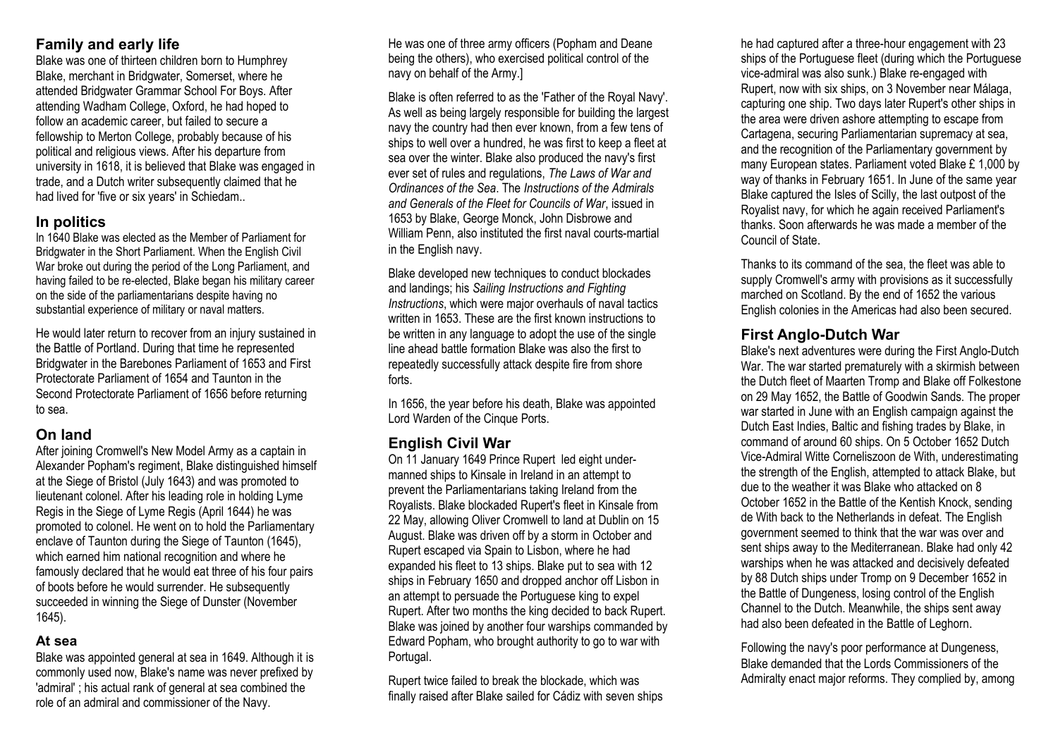## Family and early life

Blake was one of thirteen children born to Humphrey Blake, merchant in Bridgwater, Somerset, where he attended Bridgwater Grammar School For Boys. After attending Wadham College, Oxford, he had hoped to follow an academic career, but failed to secure a fellowship to Merton College, probably because of his political and religious views. After his departure from university in 1618, it is believed that Blake was engaged in trade, and a Dutch writer subsequently claimed that he had lived for 'five or six years' in Schiedam..

## In politics

In 1640 Blake was elected as the Member of Parliament for Bridgwater in the Short Parliament. When the English Civil War broke out during the period of the Long Parliament, and having failed to be re-elected, Blake began his military career on the side of the parliamentarians despite having no substantial experience of military or naval matters.

He would later return to recover from an injury sustained in the Battle of Portland. During that time he represented Bridgwater in the Barebones Parliament of 1653 and First Protectorate Parliament of 1654 and Taunton in the Second Protectorate Parliament of 1656 before returning to sea.

## On land

After joining Cromwell's New Model Army as a captain in Alexander Popham's regiment, Blake distinguished himself at the Siege of Bristol (July 1643) and was promoted to lieutenant colonel. After his leading role in holding Lyme Regis in the Siege of Lyme Regis (April 1644) he was promoted to colonel. He went on to hold the Parliamentary enclave of Taunton during the Siege of Taunton (1645), which earned him national recognition and where he famously declared that he would eat three of his four pairs of boots before he would surrender. He subsequently succeeded in winning the Siege of Dunster (November 1645).

### At sea

Blake was appointed general at sea in 1649. Although it is commonly used now, Blake's name was never prefixed by 'admiral' ; his actual rank of general at sea combined the role of an admiral and commissioner of the Navy.

He was one of three army officers (Popham and Deane being the others), who exercised political control of the navy on behalf of the Army.]

Blake is often referred to as the 'Father of the Royal Navy'. As well as being largely responsible for building the largest navy the country had then ever known, from a few tens of ships to well over a hundred, he was first to keep a fleet at sea over the winter. Blake also produced the navy's first ever set of rules and regulations, *The Laws of War and Ordinances of the Sea*. The *Instructions of the Admirals and Generals of the Fleet for Councils of War*, issued in 1653 by Blake, George Monck, John Disbrowe and William Penn, also instituted the first naval courts-martial in the English navy.

Blake developed new techniques to conduct blockades and landings; his *Sailing Instructions and Fighting Instructions*, which were major overhauls of naval tactics written in 1653. These are the first known instructions to be written in any language to adopt the use of the single line ahead battle formation Blake was also the first to repeatedly successfully attack despite fire from shore forts.

In 1656, the year before his death, Blake was appointed Lord Warden of the Cinque Ports.

## English Civil War

On 11 January 1649 Prince Rupert led eight under-manned ships to Kinsale in Ireland in an attempt to prevent the Parliamentarians taking Ireland from the Royalists. Blake blockaded Rupert's fleet in Kinsale from 22 May, allowing Oliver Cromwell to land at Dublin on 15 August. Blake was driven off by a storm in October and Rupert escaped via Spain to Lisbon, where he had expanded his fleet to 13 ships. Blake put to sea with 12 ships in February 1650 and dropped anchor off Lisbon in an attempt to persuade the Portuguese king to expel Rupert. After two months the king decided to back Rupert. Blake was joined by another four warships commanded by Edward Popham, who brought authority to go to war with Portugal.

Rupert twice failed to break the blockade, which was finally raised after Blake sailed for Cádiz with seven ships he had captured after a three-hour engagement with 23 ships of the Portuguese fleet (during which the Portuguese vice-admiral was also sunk.) Blake re-engaged with Rupert, now with six ships, on 3 November near Málaga, capturing one ship. Two days later Rupert's other ships in the area were driven ashore attempting to escape from Cartagena, securing Parliamentarian supremacy at sea, and the recognition of the Parliamentary government by many European states. Parliament voted Blake £ 1,000 by way of thanks in February 1651. In June of the same year Blake captured the Isles of Scilly, the last outpost of the Royalist navy, for which he again received Parliament's thanks. Soon afterwards he was made a member of the Council of State.

Thanks to its command of the sea, the fleet was able to supply Cromwell's army with provisions as it successfully marched on Scotland. By the end of 1652 the various English colonies in the Americas had also been secured.

## First Anglo-Dutch War

Blake's next adventures were during the First Anglo-Dutch War. The war started prematurely with a skirmish between the Dutch fleet of Maarten Tromp and Blake off Folkestone on 29 May 1652, the Battle of Goodwin Sands. The proper war started in June with an English campaign against the Dutch East Indies, Baltic and fishing trades by Blake, in command of around 60 ships. On 5 October 1652 Dutch Vice-Admiral Witte Corneliszoon de With, underestimating the strength of the English, attempted to attack Blake, but due to the weather it was Blake who attacked on 8 October 1652 in the Battle of the Kentish Knock, sending de With back to the Netherlands in defeat. The English government seemed to think that the war was over and sent ships away to the Mediterranean. Blake had only 42 warships when he was attacked and decisively defeated by 88 Dutch ships under Tromp on 9 December 1652 in the Battle of Dungeness, losing control of the English Channel to the Dutch. Meanwhile, the ships sent away had also been defeated in the Battle of Leghorn.

Following the navy's poor performance at Dungeness, Blake demanded that the Lords Commissioners of the Admiralty enact major reforms. They complied by, among